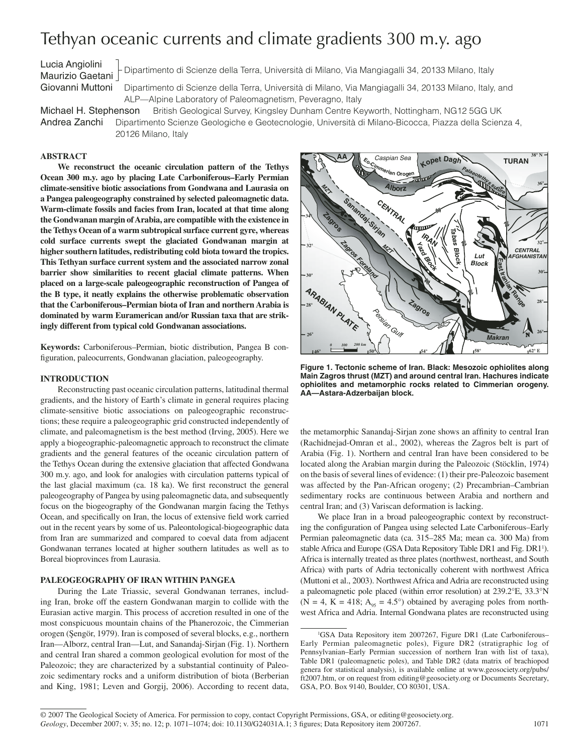# Tethyan oceanic currents and climate gradients 300 m.y. ago

Lucia Angiolini, Maurizio Gaetani — Dipartimento di Scienze della Terra, Università di Milano, Via Mangiagalli 34, 20133 Milano, Italy

Giovanni Muttoni — Dipartimento di Scienze della Terra, Università di Milano, Via Mangiagalli 34, 20133 Milano, Italy, and ALP—Alpine Laboratory of Paleomagnetism, Peveragno, Italy

Michael H. Stephenson — British Geological Survey, Kingsley Dunham Centre Keyworth, Nottingham, NG12 5GG UK

Andrea Zanchi — Dipartimento Scienze Geologiche e Geotecnologie, Università di Milano-Bicocca, Piazza della Scienza 4, 20126 Milano, Italy

## ABSTRACT

**We reconstruct the oceanic circulation pattern of the Tethys Ocean 300 m.y. ago by placing Late Carboniferous–Early Permian climate-sensitive biotic associations from Gondwana and Laurasia on a Pangea paleogeography constrained by selected paleomagnetic data. Warm-climate fossils and facies from Iran, located at that time along the Gondwanan margin of Arabia, are compatible with the existence in the Tethys Ocean of a warm subtropical surface current gyre, whereas cold surface currents swept the glaciated Gondwanan margin at higher southern latitudes, redistributing cold biota toward the tropics. This Tethyan surface current system and the associated narrow zonal barrier show similarities to recent glacial climate patterns. When placed on a large-scale paleogeographic reconstruction of Pangea of the B type, it neatly explains the otherwise problematic observation that the Carboniferous–Permian biota of Iran and northern Arabia is dominated by warm Euramerican and/or Russian taxa that are strikingly different from typical cold Gondwanan associations.**

**Keywords:** Carboniferous–Permian, biotic distribution, Pangea B configuration, paleocurrents, Gondwanan glaciation, paleogeography.

## INTRODUCTION

Reconstructing past oceanic circulation patterns, latitudinal thermal gradients, and the history of Earth's climate in general requires placing climate-sensitive biotic associations on paleogeographic reconstructions; these require a paleogeographic grid constructed independently of climate, and paleomagnetism is the best method (Irving, 2005). Here we apply a biogeographic-paleomagnetic approach to reconstruct the climate gradients and the general features of the oceanic circulation pattern of the Tethys Ocean during the extensive glaciation that affected Gondwana 300 m.y. ago, and look for analogies with circulation patterns typical of the last glacial maximum (ca. 18 ka). We first reconstruct the general paleogeography of Pangea by using paleomagnetic data, and subsequently focus on the biogeography of the Gondwanan margin facing the Tethys Ocean, and specifically on Iran, the locus of extensive field work carried out in the recent years by some of us. Paleontological-biogeographic data from Iran are summarized and compared to coeval data from adjacent Gondwanan terranes located at higher southern latitudes as well as to Boreal bioprovinces from Laurasia.

## PALEOGEOGRAPHY OF IRAN WITHIN PANGEA

During the Late Triassic, several Gondwanan terranes, including Iran, broke off the eastern Gondwanan margin to collide with the Eurasian active margin. This process of accretion resulted in one of the most conspicuous mountain chains of the Phanerozoic, the Cimmerian orogen (Şengör, 1979). Iran is composed of several blocks, e.g., northern Iran—Alborz, central Iran—Lut, and Sanandaj-Sirjan (Fig. 1). Northern and central Iran shared a common geological evolution for most of the Paleozoic; they are characterized by a substantial continuity of Paleozoic sedimentary rocks and a uniform distribution of biota (Berberian and King, 1981; Leven and Gorgij, 2006). According to recent data,

AA
Caspian Sea
Eo-Cimmerian Orogen
Kopet Dagh
TURAN
Palaeotethys suture
Alborz
MZT
Sanandaj-Sirjan
CENTRAL
IRAN
Tabas Block
Yazd Block
Lut Block
Zagros
Zagros Foreland
MZT
CENTRAL AFGHANISTAN
East Iranian Range
ARABIAN PLATE
Persian Gulf
Zagros
Makran
N
0 100 200 km
46° 50° 54° 58° 62° E
38° N 36° 34° 32° 30° 28° 26°

**Figure 1. Tectonic scheme of Iran. Black: Mesozoic ophiolites along Main Zagros thrust (MZT) and around central Iran. Hachures indicate ophiolites and metamorphic rocks related to Cimmerian orogeny. AA—Astara-Adzerbaijan block.**

the metamorphic Sanandaj-Sirjan zone shows an affinity to central Iran (Rachidnejad-Omran et al., 2002), whereas the Zagros belt is part of Arabia (Fig. 1). Northern and central Iran have been considered to be located along the Arabian margin during the Paleozoic (Stöcklin, 1974) on the basis of several lines of evidence: (1) their pre-Paleozoic basement was affected by the Pan-African orogeny; (2) Precambrian–Cambrian sedimentary rocks are continuous between Arabia and northern and central Iran; and (3) Variscan deformation is lacking.

We place Iran in a broad paleogeographic context by reconstructing the configuration of Pangea using selected Late Carboniferous–Early Permian paleomagnetic data (ca. 315–285 Ma; mean ca. 300 Ma) from stable Africa and Europe (GSA Data Repository Table DR1 and Fig. DR1[1]). Africa is internally treated as three plates (northwest, northeast, and South Africa) with parts of Adria tectonically coherent with northwest Africa (Muttoni et al., 2003). Northwest Africa and Adria are reconstructed using a paleomagnetic pole placed (within error resolution) at 239.2°E, 33.3°N ($N = 4$, $K = 418$; $A_{95} = 4.5°$) obtained by averaging poles from northwest Africa and Adria. Internal Gondwana plates are reconstructed using

[1]GSA Data Repository item 2007267, Figure DR1 (Late Carboniferous–Early Permian paleomagnetic poles), Figure DR2 (stratigraphic log of Pennsylvanian–Early Permian succession of northern Iran with list of taxa), Table DR1 (paleomagnetic poles), and Table DR2 (data matrix of brachiopod genera for statistical analysis), is available online at www.geosociety.org/pubs/ft2007.htm, or on request from editing@geosociety.org or Documents Secretary, GSA, P.O. Box 9140, Boulder, CO 80301, USA.

© 2007 The Geological Society of America. For permission to copy, contact Copyright Permissions, GSA, or editing@geosociety.org.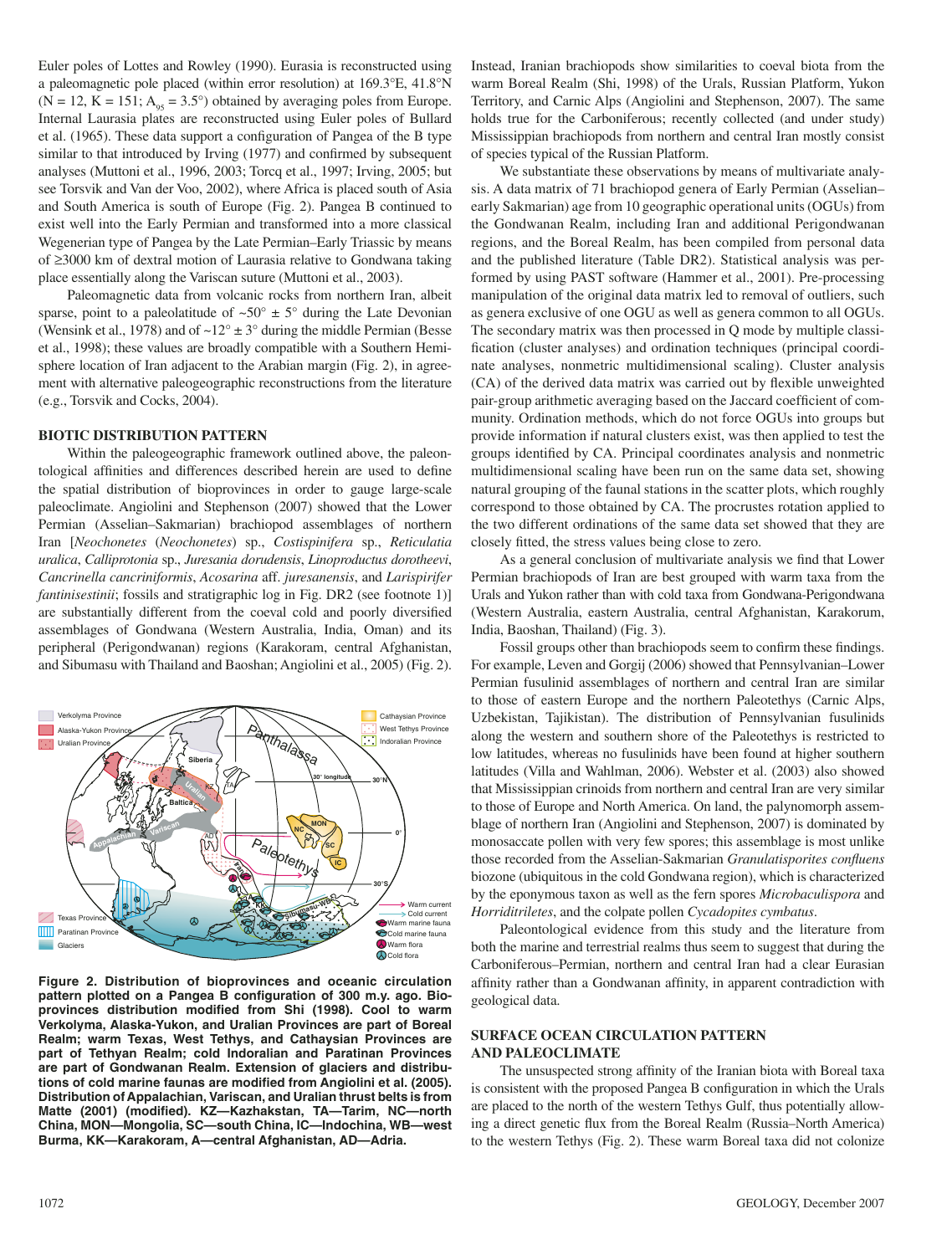Euler poles of Lottes and Rowley (1990). Eurasia is reconstructed using a paleomagnetic pole placed (within error resolution) at 169.3°E, 41.8°N (N = 12, K = 151; $A_{95}$ = 3.5°) obtained by averaging poles from Europe. Internal Laurasia plates are reconstructed using Euler poles of Bullard et al. (1965). These data support a configuration of Pangea of the B type similar to that introduced by Irving (1977) and confirmed by subsequent analyses (Muttoni et al., 1996, 2003; Torcq et al., 1997; Irving, 2005; but see Torsvik and Van der Voo, 2002), where Africa is placed south of Asia and South America is south of Europe (Fig. 2). Pangea B continued to exist well into the Early Permian and transformed into a more classical Wegenerian type of Pangea by the Late Permian–Early Triassic by means of ≥3000 km of dextral motion of Laurasia relative to Gondwana taking place essentially along the Variscan suture (Muttoni et al., 2003).

Paleomagnetic data from volcanic rocks from northern Iran, albeit sparse, point to a paleolatitude of ~50° ± 5° during the Late Devonian (Wensink et al., 1978) and of ~12° ± 3° during the middle Permian (Besse et al., 1998); these values are broadly compatible with a Southern Hemisphere location of Iran adjacent to the Arabian margin (Fig. 2), in agreement with alternative paleogeographic reconstructions from the literature (e.g., Torsvik and Cocks, 2004).

## BIOTIC DISTRIBUTION PATTERN

Within the paleogeographic framework outlined above, the paleontological affinities and differences described herein are used to define the spatial distribution of bioprovinces in order to gauge large-scale paleoclimate. Angiolini and Stephenson (2007) showed that the Lower Permian (Asselian–Sakmarian) brachiopod assemblages of northern Iran [*Neochonetes* (*Neochonetes*) sp., *Costispinifera* sp., *Reticulatia uralica*, *Calliprotonia* sp., *Juresania dorudensis*, *Linoproductus dorotheevi*, *Cancrinella cancriniformis*, *Acosarina* aff. *juresanensis*, and *Larispirifer fantinisestinii*; fossils and stratigraphic log in Fig. DR2 (see footnote 1)] are substantially different from the coeval cold and poorly diversified assemblages of Gondwana (Western Australia, India, Oman) and its peripheral (Perigondwanan) regions (Karakoram, central Afghanistan, and Sibumasu with Thailand and Baoshan; Angiolini et al., 2005) (Fig. 2).

Verkolyma Province
Alaska-Yukon Province
Uralian Province
Cathaysian Province
West Tethys Province
Indoralian Province
Panthalassa
Siberia
30° longitude
30°N
Uralian
KZ
TA
Baltica
MON
NC
SC
0°
Appalachian
Variscan
AD
Paleotethys
IC
Iran
30°S
A
KK
Sibumasu-WB
Texas Province
Paratinan Province
Glaciers
Warm current
Cold current
Warm marine fauna
Cold marine fauna
Warm flora
Cold flora

**Figure 2. Distribution of bioprovinces and oceanic circulation pattern plotted on a Pangea B configuration of 300 m.y. ago. Bioprovinces distribution modified from Shi (1998). Cool to warm Verkolyma, Alaska-Yukon, and Uralian Provinces are part of Boreal Realm; warm Texas, West Tethys, and Cathaysian Provinces are part of Tethyan Realm; cold Indoralian and Paratinan Provinces are part of Gondwanan Realm. Extension of glaciers and distributions of cold marine faunas are modified from Angiolini et al. (2005). Distribution of Appalachian, Variscan, and Uralian thrust belts is from Matte (2001) (modified). KZ—Kazhakstan, TA—Tarim, NC—north China, MON—Mongolia, SC—south China, IC—Indochina, WB—west Burma, KK—Karakoram, A—central Afghanistan, AD—Adria.**

Instead, Iranian brachiopods show similarities to coeval biota from the warm Boreal Realm (Shi, 1998) of the Urals, Russian Platform, Yukon Territory, and Carnic Alps (Angiolini and Stephenson, 2007). The same holds true for the Carboniferous; recently collected (and under study) Mississippian brachiopods from northern and central Iran mostly consist of species typical of the Russian Platform.

We substantiate these observations by means of multivariate analysis. A data matrix of 71 brachiopod genera of Early Permian (Asselian–early Sakmarian) age from 10 geographic operational units (OGUs) from the Gondwanan Realm, including Iran and additional Perigondwanan regions, and the Boreal Realm, has been compiled from personal data and the published literature (Table DR2). Statistical analysis was performed by using PAST software (Hammer et al., 2001). Pre-processing manipulation of the original data matrix led to removal of outliers, such as genera exclusive of one OGU as well as genera common to all OGUs. The secondary matrix was then processed in Q mode by multiple classification (cluster analyses) and ordination techniques (principal coordinate analyses, nonmetric multidimensional scaling). Cluster analysis (CA) of the derived data matrix was carried out by flexible unweighted pair-group arithmetic averaging based on the Jaccard coefficient of community. Ordination methods, which do not force OGUs into groups but provide information if natural clusters exist, was then applied to test the groups identified by CA. Principal coordinates analysis and nonmetric multidimensional scaling have been run on the same data set, showing natural grouping of the faunal stations in the scatter plots, which roughly correspond to those obtained by CA. The procrustes rotation applied to the two different ordinations of the same data set showed that they are closely fitted, the stress values being close to zero.

As a general conclusion of multivariate analysis we find that Lower Permian brachiopods of Iran are best grouped with warm taxa from the Urals and Yukon rather than with cold taxa from Gondwana-Perigondwana (Western Australia, eastern Australia, central Afghanistan, Karakorum, India, Baoshan, Thailand) (Fig. 3).

Fossil groups other than brachiopods seem to confirm these findings. For example, Leven and Gorgij (2006) showed that Pennsylvanian–Lower Permian fusulinid assemblages of northern and central Iran are similar to those of eastern Europe and the northern Paleotethys (Carnic Alps, Uzbekistan, Tajikistan). The distribution of Pennsylvanian fusulinids along the western and southern shore of the Paleotethys is restricted to low latitudes, whereas no fusulinids have been found at higher southern latitudes (Villa and Wahlman, 2006). Webster et al. (2003) also showed that Mississippian crinoids from northern and central Iran are very similar to those of Europe and North America. On land, the palynomorph assemblage of northern Iran (Angiolini and Stephenson, 2007) is dominated by monosaccate pollen with very few spores; this assemblage is most unlike those recorded from the Asselian-Sakmarian *Granulatisporites confluens* biozone (ubiquitous in the cold Gondwana region), which is characterized by the eponymous taxon as well as the fern spores *Microbaculispora* and *Horriditriletes*, and the colpate pollen *Cycadopites cymbatus*.

Paleontological evidence from this study and the literature from both the marine and terrestrial realms thus seem to suggest that during the Carboniferous–Permian, northern and central Iran had a clear Eurasian affinity rather than a Gondwanan affinity, in apparent contradiction with geological data.

## SURFACE OCEAN CIRCULATION PATTERN AND PALEOCLIMATE

The unsuspected strong affinity of the Iranian biota with Boreal taxa is consistent with the proposed Pangea B configuration in which the Urals are placed to the north of the western Tethys Gulf, thus potentially allowing a direct genetic flux from the Boreal Realm (Russia–North America) to the western Tethys (Fig. 2). These warm Boreal taxa did not colonize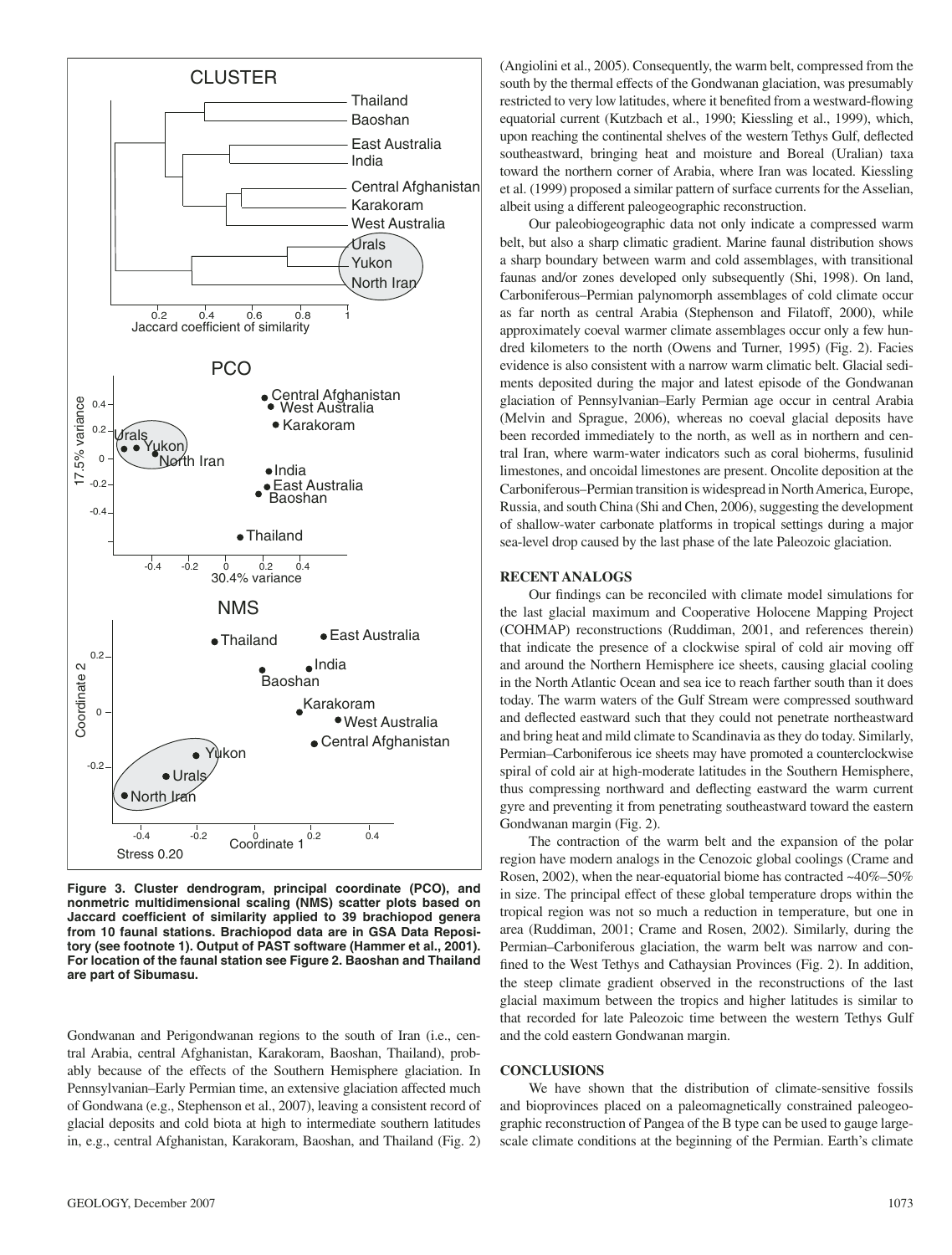Figure 3. Cluster dendrogram, principal coordinate (PCO), and nonmetric multidimensional scaling (NMS) scatter plots based on Jaccard coefficient of similarity applied to 39 brachiopod genera from 10 faunal stations. Brachiopod data are in GSA Data Repository (see footnote 1). Output of PAST software (Hammer et al., 2001). For location of the faunal station see Figure 2. Baoshan and Thailand are part of Sibumasu.

Gondwanan and Perigondwanan regions to the south of Iran (i.e., central Arabia, central Afghanistan, Karakoram, Baoshan, Thailand), probably because of the effects of the Southern Hemisphere glaciation. In Pennsylvanian–Early Permian time, an extensive glaciation affected much of Gondwana (e.g., Stephenson et al., 2007), leaving a consistent record of glacial deposits and cold biota at high to intermediate southern latitudes in, e.g., central Afghanistan, Karakoram, Baoshan, and Thailand (Fig. 2) (Angiolini et al., 2005). Consequently, the warm belt, compressed from the south by the thermal effects of the Gondwanan glaciation, was presumably restricted to very low latitudes, where it benefited from a westward-flowing equatorial current (Kutzbach et al., 1990; Kiessling et al., 1999), which, upon reaching the continental shelves of the western Tethys Gulf, deflected southeastward, bringing heat and moisture and Boreal (Uralian) taxa toward the northern corner of Arabia, where Iran was located. Kiessling et al. (1999) proposed a similar pattern of surface currents for the Asselian, albeit using a different paleogeographic reconstruction.

Our paleobiogeographic data not only indicate a compressed warm belt, but also a sharp climatic gradient. Marine faunal distribution shows a sharp boundary between warm and cold assemblages, with transitional faunas and/or zones developed only subsequently (Shi, 1998). On land, Carboniferous–Permian palynomorph assemblages of cold climate occur as far north as central Arabia (Stephenson and Filatoff, 2000), while approximately coeval warmer climate assemblages occur only a few hundred kilometers to the north (Owens and Turner, 1995) (Fig. 2). Facies evidence is also consistent with a narrow warm climatic belt. Glacial sediments deposited during the major and latest episode of the Gondwanan glaciation of Pennsylvanian–Early Permian age occur in central Arabia (Melvin and Sprague, 2006), whereas no coeval glacial deposits have been recorded immediately to the north, as well as in northern and central Iran, where warm-water indicators such as coral bioherms, fusulinid limestones, and oncoidal limestones are present. Oncolite deposition at the Carboniferous–Permian transition is widespread in North America, Europe, Russia, and south China (Shi and Chen, 2006), suggesting the development of shallow-water carbonate platforms in tropical settings during a major sea-level drop caused by the last phase of the late Paleozoic glaciation.

## RECENT ANALOGS

Our findings can be reconciled with climate model simulations for the last glacial maximum and Cooperative Holocene Mapping Project (COHMAP) reconstructions (Ruddiman, 2001, and references therein) that indicate the presence of a clockwise spiral of cold air moving off and around the Northern Hemisphere ice sheets, causing glacial cooling in the North Atlantic Ocean and sea ice to reach farther south than it does today. The warm waters of the Gulf Stream were compressed southward and deflected eastward such that they could not penetrate northeastward and bring heat and mild climate to Scandinavia as they do today. Similarly, Permian–Carboniferous ice sheets may have promoted a counterclockwise spiral of cold air at high-moderate latitudes in the Southern Hemisphere, thus compressing northward and deflecting eastward the warm current gyre and preventing it from penetrating southeastward toward the eastern Gondwanan margin (Fig. 2).

The contraction of the warm belt and the expansion of the polar region have modern analogs in the Cenozoic global coolings (Crame and Rosen, 2002), when the near-equatorial biome has contracted ~40%–50% in size. The principal effect of these global temperature drops within the tropical region was not so much a reduction in temperature, but one in area (Ruddiman, 2001; Crame and Rosen, 2002). Similarly, during the Permian–Carboniferous glaciation, the warm belt was narrow and confined to the West Tethys and Cathaysian Provinces (Fig. 2). In addition, the steep climate gradient observed in the reconstructions of the last glacial maximum between the tropics and higher latitudes is similar to that recorded for late Paleozoic time between the western Tethys Gulf and the cold eastern Gondwanan margin.

## CONCLUSIONS

We have shown that the distribution of climate-sensitive fossils and bioprovinces placed on a paleomagnetically constrained paleogeographic reconstruction of Pangea of the B type can be used to gauge large-scale climate conditions at the beginning of the Permian. Earth's climate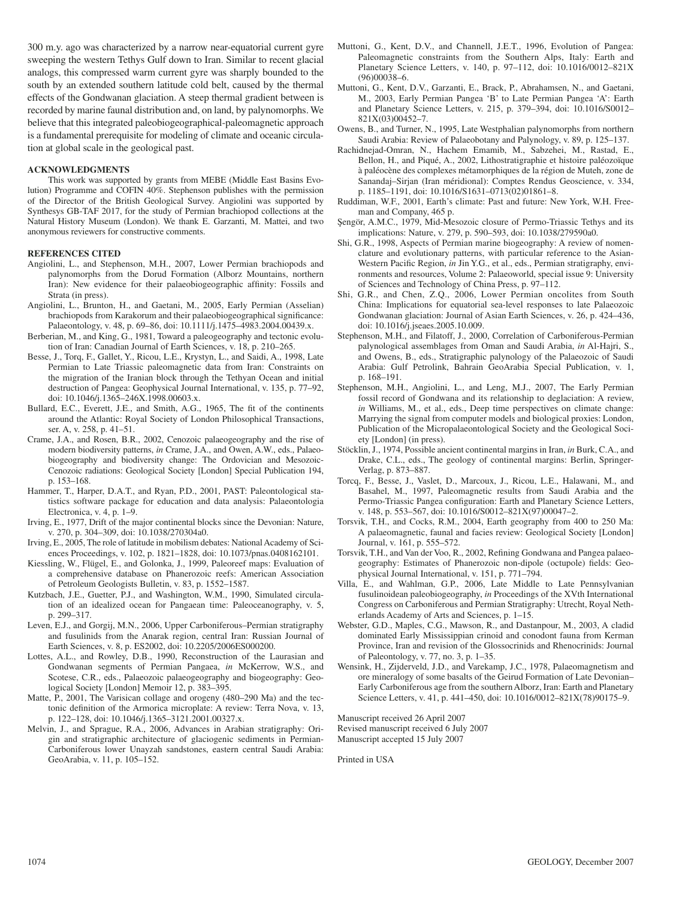300 m.y. ago was characterized by a narrow near-equatorial current gyre sweeping the western Tethys Gulf down to Iran. Similar to recent glacial analogs, this compressed warm current gyre was sharply bounded to the south by an extended southern latitude cold belt, caused by the thermal effects of the Gondwanan glaciation. A steep thermal gradient between is recorded by marine faunal distribution and, on land, by palynomorphs. We believe that this integrated paleobiogeographical-paleomagnetic approach is a fundamental prerequisite for modeling of climate and oceanic circulation at global scale in the geological past.

## ACKNOWLEDGMENTS

This work was supported by grants from MEBE (Middle East Basins Evolution) Programme and COFIN 40%. Stephenson publishes with the permission of the Director of the British Geological Survey. Angiolini was supported by Synthesys GB-TAF 2017, for the study of Permian brachiopod collections at the Natural History Museum (London). We thank E. Garzanti, M. Mattei, and two anonymous reviewers for constructive comments.

## REFERENCES CITED

Angiolini, L., and Stephenson, M.H., 2007, Lower Permian brachiopods and palynomorphs from the Dorud Formation (Alborz Mountains, northern Iran): New evidence for their palaeobiogeographic affinity: Fossils and Strata (in press).

Angiolini, L., Brunton, H., and Gaetani, M., 2005, Early Permian (Asselian) brachiopods from Karakorum and their palaeobiogeographical significance: Palaeontology, v. 48, p. 69–86, doi: 10.1111/j.1475–4983.2004.00439.x.

Berberian, M., and King, G., 1981, Toward a paleogeography and tectonic evolution of Iran: Canadian Journal of Earth Sciences, v. 18, p. 210–265.

Besse, J., Torq, F., Gallet, Y., Ricou, L.E., Krystyn, L., and Saidi, A., 1998, Late Permian to Late Triassic paleomagnetic data from Iran: Constraints on the migration of the Iranian block through the Tethyan Ocean and initial destruction of Pangea: Geophysical Journal International, v. 135, p. 77–92, doi: 10.1046/j.1365–246X.1998.00603.x.

Bullard, E.C., Everett, J.E., and Smith, A.G., 1965, The fit of the continents around the Atlantic: Royal Society of London Philosophical Transactions, ser. A, v. 258, p. 41–51.

Crame, J.A., and Rosen, B.R., 2002, Cenozoic palaeogeography and the rise of modern biodiversity patterns, *in* Crame, J.A., and Owen, A.W., eds., Palaeobiogeography and biodiversity change: The Ordovician and Mesozoic-Cenozoic radiations: Geological Society [London] Special Publication 194, p. 153–168.

Hammer, T., Harper, D.A.T., and Ryan, P.D., 2001, PAST: Paleontological statistics software package for education and data analysis: Palaeontologia Electronica, v. 4, p. 1–9.

Irving, E., 1977, Drift of the major continental blocks since the Devonian: Nature, v. 270, p. 304–309, doi: 10.1038/270304a0.

Irving, E., 2005, The role of latitude in mobilism debates: National Academy of Sciences Proceedings, v. 102, p. 1821–1828, doi: 10.1073/pnas.0408162101.

Kiessling, W., Flügel, E., and Golonka, J., 1999, Paleoreef maps: Evaluation of a comprehensive database on Phanerozoic reefs: American Association of Petroleum Geologists Bulletin, v. 83, p. 1552–1587.

Kutzbach, J.E., Guetter, P.J., and Washington, W.M., 1990, Simulated circulation of an idealized ocean for Pangaean time: Paleoceanography, v. 5, p. 299–317.

Leven, E.J., and Gorgij, M.N., 2006, Upper Carboniferous–Permian stratigraphy and fusulinids from the Anarak region, central Iran: Russian Journal of Earth Sciences, v. 8, p. ES2002, doi: 10.2205/2006ES000200.

Lottes, A.L., and Rowley, D.B., 1990, Reconstruction of the Laurasian and Gondwanan segments of Permian Pangaea, *in* McKerrow, W.S., and Scotese, C.R., eds., Palaeozoic palaeogeography and biogeography: Geological Society [London] Memoir 12, p. 383–395.

Matte, P., 2001, The Varisican collage and orogeny (480–290 Ma) and the tectonic definition of the Armorica microplate: A review: Terra Nova, v. 13, p. 122–128, doi: 10.1046/j.1365–3121.2001.00327.x.

Melvin, J., and Sprague, R.A., 2006, Advances in Arabian stratigraphy: Origin and stratigraphic architecture of glaciogenic sediments in Permian-Carboniferous lower Unayzah sandstones, eastern central Saudi Arabia: GeoArabia, v. 11, p. 105–152.

Muttoni, G., Kent, D.V., and Channell, J.E.T., 1996, Evolution of Pangea: Paleomagnetic constraints from the Southern Alps, Italy: Earth and Planetary Science Letters, v. 140, p. 97–112, doi: 10.1016/0012–821X(96)00038–6.

Muttoni, G., Kent, D.V., Garzanti, E., Brack, P., Abrahamsen, N., and Gaetani, M., 2003, Early Permian Pangea 'B' to Late Permian Pangea 'A': Earth and Planetary Science Letters, v. 215, p. 379–394, doi: 10.1016/S0012–821X(03)00452–7.

Owens, B., and Turner, N., 1995, Late Westphalian palynomorphs from northern Saudi Arabia: Review of Palaeobotany and Palynology, v. 89, p. 125–137.

Rachidnejad-Omran, N., Hachem Emamib, M., Sabzehei, M., Rastad, E., Bellon, H., and Piqué, A., 2002, Lithostratigraphie et histoire paléozoïque à paléocène des complexes métamorphiques de la région de Muteh, zone de Sanandaj–Sirjan (Iran méridional): Comptes Rendus Geoscience, v. 334, p. 1185–1191, doi: 10.1016/S1631–0713(02)01861–8.

Ruddiman, W.F., 2001, Earth's climate: Past and future: New York, W.H. Freeman and Company, 465 p.

Şengör, A.M.C., 1979, Mid-Mesozoic closure of Permo-Triassic Tethys and its implications: Nature, v. 279, p. 590–593, doi: 10.1038/279590a0.

Shi, G.R., 1998, Aspects of Permian marine biogeography: A review of nomenclature and evolutionary patterns, with particular reference to the Asian-Western Pacific Region, *in* Jin Y.G., et al., eds., Permian stratigraphy, environments and resources, Volume 2: Palaeoworld, special issue 9: University of Sciences and Technology of China Press, p. 97–112.

Shi, G.R., and Chen, Z.Q., 2006, Lower Permian oncolites from South China: Implications for equatorial sea-level responses to late Palaeozoic Gondwanan glaciation: Journal of Asian Earth Sciences, v. 26, p. 424–436, doi: 10.1016/j.jseaes.2005.10.009.

Stephenson, M.H., and Filatoff, J., 2000, Correlation of Carboniferous-Permian palynological assemblages from Oman and Saudi Arabia, *in* Al-Hajri, S., and Owens, B., eds., Stratigraphic palynology of the Palaeozoic of Saudi Arabia: Gulf Petrolink, Bahrain GeoArabia Special Publication, v. 1, p. 168–191.

Stephenson, M.H., Angiolini, L., and Leng, M.J., 2007, The Early Permian fossil record of Gondwana and its relationship to deglaciation: A review, *in* Williams, M., et al., eds., Deep time perspectives on climate change: Marrying the signal from computer models and biological proxies: London, Publication of the Micropalaeontological Society and the Geological Society [London] (in press).

Stöcklin, J., 1974, Possible ancient continental margins in Iran, *in* Burk, C.A., and Drake, C.L., eds., The geology of continental margins: Berlin, Springer-Verlag, p. 873–887.

Torcq, F., Besse, J., Vaslet, D., Marcoux, J., Ricou, L.E., Halawani, M., and Basahel, M., 1997, Paleomagnetic results from Saudi Arabia and the Permo-Triassic Pangea configuration: Earth and Planetary Science Letters, v. 148, p. 553–567, doi: 10.1016/S0012–821X(97)00047–2.

Torsvik, T.H., and Cocks, R.M., 2004, Earth geography from 400 to 250 Ma: A palaeomagnetic, faunal and facies review: Geological Society [London] Journal, v. 161, p. 555–572.

Torsvik, T.H., and Van der Voo, R., 2002, Refining Gondwana and Pangea palaeogeography: Estimates of Phanerozoic non-dipole (octupole) fields: Geophysical Journal International, v. 151, p. 771–794.

Villa, E., and Wahlman, G.P., 2006, Late Middle to Late Pennsylvanian fusulinoidean paleobiogeography, *in* Proceedings of the XVth International Congress on Carboniferous and Permian Stratigraphy: Utrecht, Royal Netherlands Academy of Arts and Sciences, p. 1–15.

Webster, G.D., Maples, C.G., Mawson, R., and Dastanpour, M., 2003, A cladid dominated Early Mississippian crinoid and conodont fauna from Kerman Province, Iran and revision of the Glossocrinids and Rhenocrinids: Journal of Paleontology, v. 77, no. 3, p. 1–35.

Wensink, H., Zijderveld, J.D., and Varekamp, J.C., 1978, Palaeomagnetism and ore mineralogy of some basalts of the Geirud Formation of Late Devonian–Early Carboniferous age from the southern Alborz, Iran: Earth and Planetary Science Letters, v. 41, p. 441–450, doi: 10.1016/0012–821X(78)90175–9.

Manuscript received 26 April 2007
Revised manuscript received 6 July 2007
Manuscript accepted 15 July 2007

Printed in USA